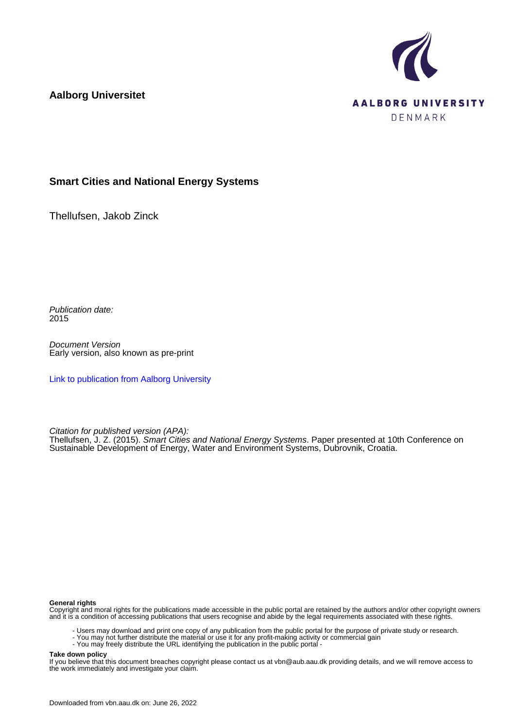**Aalborg Universitet**

AALBORG UNIVERSITY
DENMARK

## Smart Cities and National Energy Systems

Thellufsen, Jakob Zinck

*Publication date:*
2015

*Document Version*
Early version, also known as pre-print

Link to publication from Aalborg University

*Citation for published version (APA):*
Thellufsen, J. Z. (2015). *Smart Cities and National Energy Systems*. Paper presented at 10th Conference on Sustainable Development of Energy, Water and Environment Systems, Dubrovnik, Croatia.

**General rights**
Copyright and moral rights for the publications made accessible in the public portal are retained by the authors and/or other copyright owners and it is a condition of accessing publications that users recognise and abide by the legal requirements associated with these rights.

- Users may download and print one copy of any publication from the public portal for the purpose of private study or research.
- You may not further distribute the material or use it for any profit-making activity or commercial gain
- You may freely distribute the URL identifying the publication in the public portal -

**Take down policy**
If you believe that this document breaches copyright please contact us at vbn@aub.aau.dk providing details, and we will remove access to the work immediately and investigate your claim.

Downloaded from vbn.aau.dk on: June 26, 2022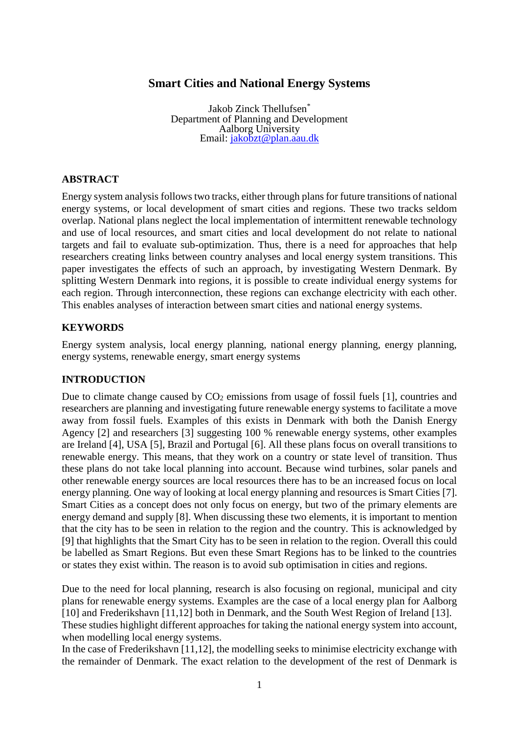# Smart Cities and National Energy Systems

Jakob Zinck Thellufsen*
Department of Planning and Development
Aalborg University
Email: jakobzt@plan.aau.dk

## ABSTRACT

Energy system analysis follows two tracks, either through plans for future transitions of national energy systems, or local development of smart cities and regions. These two tracks seldom overlap. National plans neglect the local implementation of intermittent renewable technology and use of local resources, and smart cities and local development do not relate to national targets and fail to evaluate sub-optimization. Thus, there is a need for approaches that help researchers creating links between country analyses and local energy system transitions. This paper investigates the effects of such an approach, by investigating Western Denmark. By splitting Western Denmark into regions, it is possible to create individual energy systems for each region. Through interconnection, these regions can exchange electricity with each other. This enables analyses of interaction between smart cities and national energy systems.

## KEYWORDS

Energy system analysis, local energy planning, national energy planning, energy planning, energy systems, renewable energy, smart energy systems

## INTRODUCTION

Due to climate change caused by $CO_2$ emissions from usage of fossil fuels [1], countries and researchers are planning and investigating future renewable energy systems to facilitate a move away from fossil fuels. Examples of this exists in Denmark with both the Danish Energy Agency [2] and researchers [3] suggesting 100 % renewable energy systems, other examples are Ireland [4], USA [5], Brazil and Portugal [6]. All these plans focus on overall transitions to renewable energy. This means, that they work on a country or state level of transition. Thus these plans do not take local planning into account. Because wind turbines, solar panels and other renewable energy sources are local resources there has to be an increased focus on local energy planning. One way of looking at local energy planning and resources is Smart Cities [7]. Smart Cities as a concept does not only focus on energy, but two of the primary elements are energy demand and supply [8]. When discussing these two elements, it is important to mention that the city has to be seen in relation to the region and the country. This is acknowledged by [9] that highlights that the Smart City has to be seen in relation to the region. Overall this could be labelled as Smart Regions. But even these Smart Regions has to be linked to the countries or states they exist within. The reason is to avoid sub optimisation in cities and regions.

Due to the need for local planning, research is also focusing on regional, municipal and city plans for renewable energy systems. Examples are the case of a local energy plan for Aalborg [10] and Frederikshavn [11,12] both in Denmark, and the South West Region of Ireland [13]. These studies highlight different approaches for taking the national energy system into account, when modelling local energy systems.

In the case of Frederikshavn [11,12], the modelling seeks to minimise electricity exchange with the remainder of Denmark. The exact relation to the development of the rest of Denmark is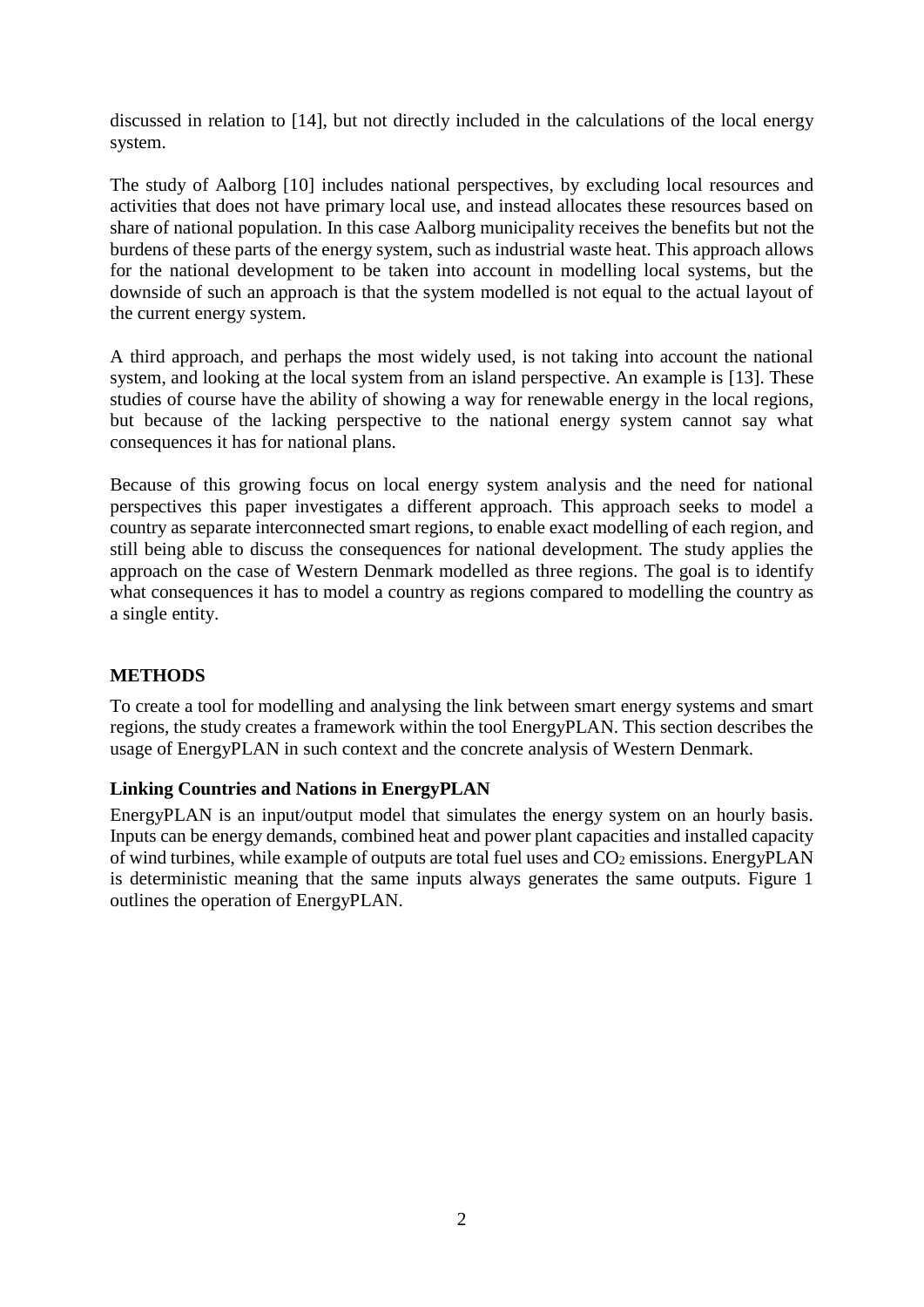discussed in relation to [14], but not directly included in the calculations of the local energy system.

The study of Aalborg [10] includes national perspectives, by excluding local resources and activities that does not have primary local use, and instead allocates these resources based on share of national population. In this case Aalborg municipality receives the benefits but not the burdens of these parts of the energy system, such as industrial waste heat. This approach allows for the national development to be taken into account in modelling local systems, but the downside of such an approach is that the system modelled is not equal to the actual layout of the current energy system.

A third approach, and perhaps the most widely used, is not taking into account the national system, and looking at the local system from an island perspective. An example is [13]. These studies of course have the ability of showing a way for renewable energy in the local regions, but because of the lacking perspective to the national energy system cannot say what consequences it has for national plans.

Because of this growing focus on local energy system analysis and the need for national perspectives this paper investigates a different approach. This approach seeks to model a country as separate interconnected smart regions, to enable exact modelling of each region, and still being able to discuss the consequences for national development. The study applies the approach on the case of Western Denmark modelled as three regions. The goal is to identify what consequences it has to model a country as regions compared to modelling the country as a single entity.

## METHODS

To create a tool for modelling and analysing the link between smart energy systems and smart regions, the study creates a framework within the tool EnergyPLAN. This section describes the usage of EnergyPLAN in such context and the concrete analysis of Western Denmark.

### Linking Countries and Nations in EnergyPLAN

EnergyPLAN is an input/output model that simulates the energy system on an hourly basis. Inputs can be energy demands, combined heat and power plant capacities and installed capacity of wind turbines, while example of outputs are total fuel uses and $CO_2$ emissions. EnergyPLAN is deterministic meaning that the same inputs always generates the same outputs. Figure 1 outlines the operation of EnergyPLAN.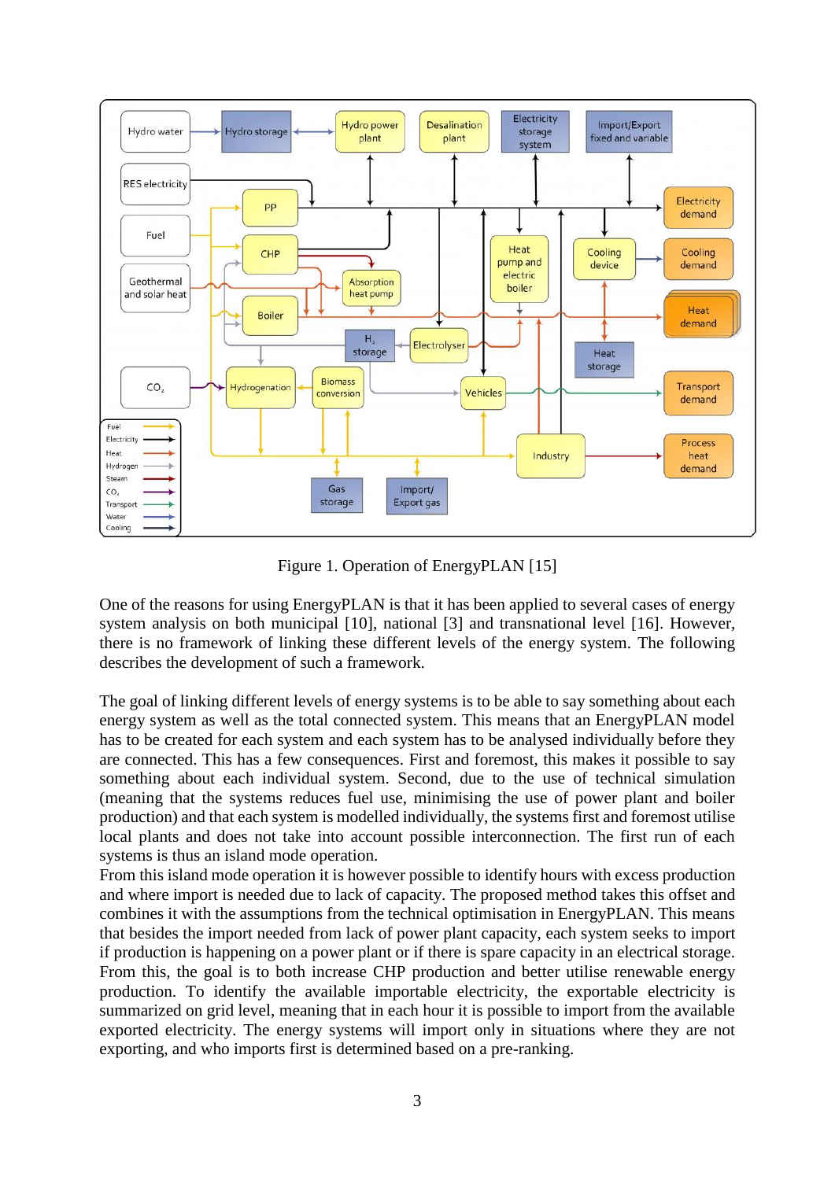Figure 1. Operation of EnergyPLAN [15]

One of the reasons for using EnergyPLAN is that it has been applied to several cases of energy system analysis on both municipal [10], national [3] and transnational level [16]. However, there is no framework of linking these different levels of the energy system. The following describes the development of such a framework.

The goal of linking different levels of energy systems is to be able to say something about each energy system as well as the total connected system. This means that an EnergyPLAN model has to be created for each system and each system has to be analysed individually before they are connected. This has a few consequences. First and foremost, this makes it possible to say something about each individual system. Second, due to the use of technical simulation (meaning that the systems reduces fuel use, minimising the use of power plant and boiler production) and that each system is modelled individually, the systems first and foremost utilise local plants and does not take into account possible interconnection. The first run of each systems is thus an island mode operation.
From this island mode operation it is however possible to identify hours with excess production and where import is needed due to lack of capacity. The proposed method takes this offset and combines it with the assumptions from the technical optimisation in EnergyPLAN. This means that besides the import needed from lack of power plant capacity, each system seeks to import if production is happening on a power plant or if there is spare capacity in an electrical storage. From this, the goal is to both increase CHP production and better utilise renewable energy production. To identify the available importable electricity, the exportable electricity is summarized on grid level, meaning that in each hour it is possible to import from the available exported electricity. The energy systems will import only in situations where they are not exporting, and who imports first is determined based on a pre-ranking.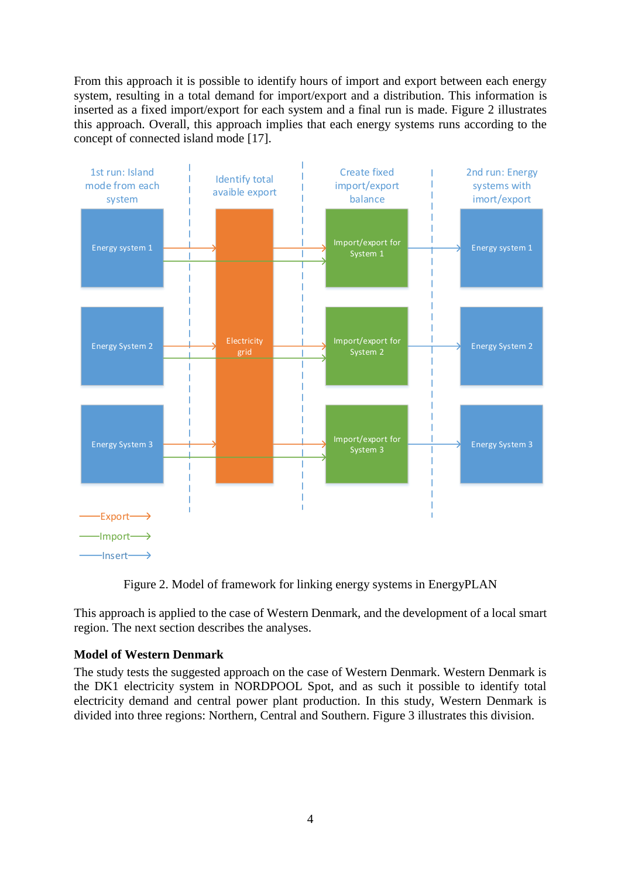From this approach it is possible to identify hours of import and export between each energy system, resulting in a total demand for import/export and a distribution. This information is inserted as a fixed import/export for each system and a final run is made. Figure 2 illustrates this approach. Overall, this approach implies that each energy systems runs according to the concept of connected island mode [17].

Figure 2. Model of framework for linking energy systems in EnergyPLAN

This approach is applied to the case of Western Denmark, and the development of a local smart region. The next section describes the analyses.

**Model of Western Denmark**

The study tests the suggested approach on the case of Western Denmark. Western Denmark is the DK1 electricity system in NORDPOOL Spot, and as such it possible to identify total electricity demand and central power plant production. In this study, Western Denmark is divided into three regions: Northern, Central and Southern. Figure 3 illustrates this division.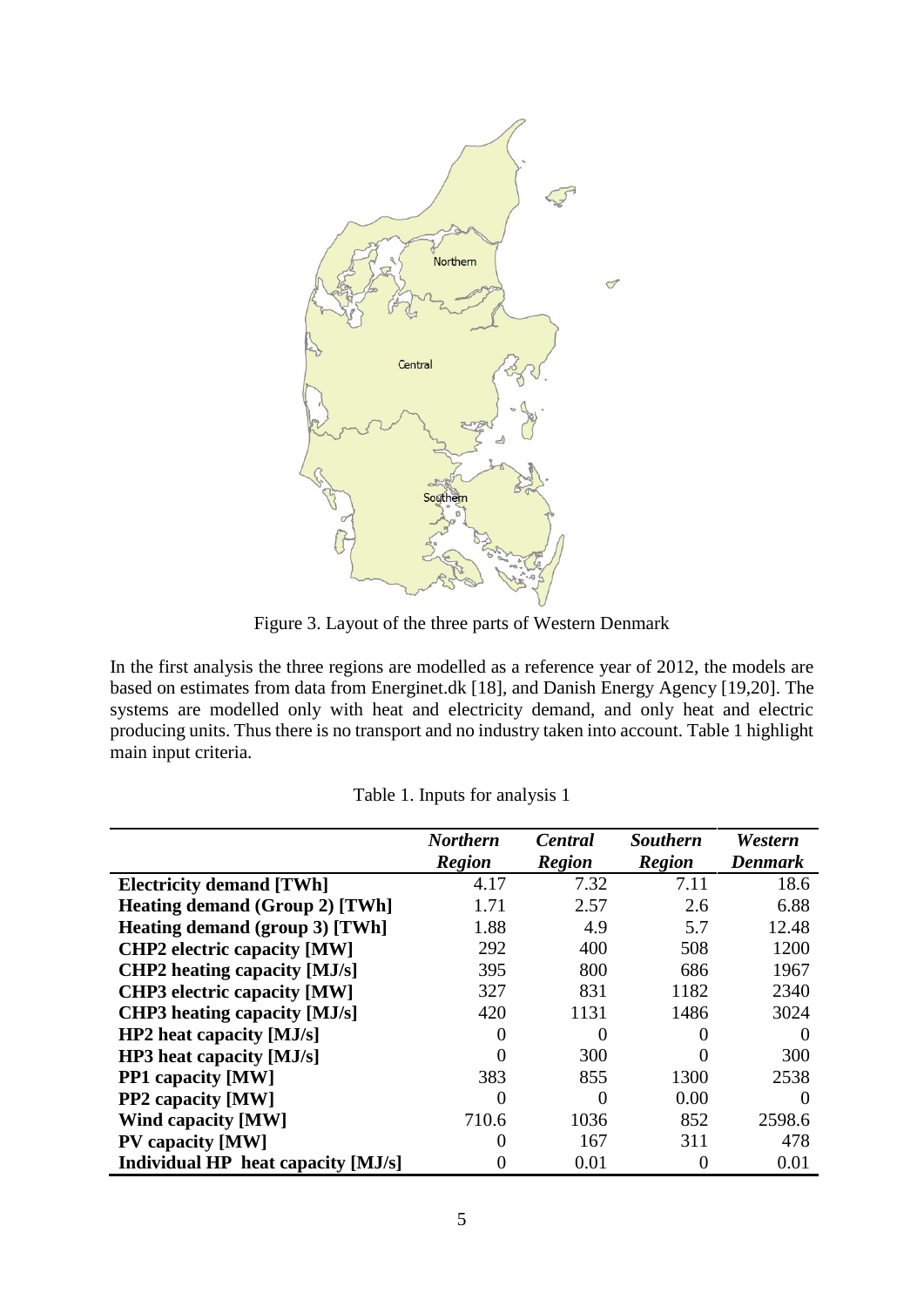Figure 3. Layout of the three parts of Western Denmark

In the first analysis the three regions are modelled as a reference year of 2012, the models are based on estimates from data from Energinet.dk [18], and Danish Energy Agency [19,20]. The systems are modelled only with heat and electricity demand, and only heat and electric producing units. Thus there is no transport and no industry taken into account. Table 1 highlight main input criteria.

Table 1. Inputs for analysis 1

| | *Northern Region* | *Central Region* | *Southern Region* | *Western Denmark* |
|---|---|---|---|---|
| **Electricity demand [TWh]** | 4.17 | 7.32 | 7.11 | 18.6 |
| **Heating demand (Group 2) [TWh]** | 1.71 | 2.57 | 2.6 | 6.88 |
| **Heating demand (group 3) [TWh]** | 1.88 | 4.9 | 5.7 | 12.48 |
| **CHP2 electric capacity [MW]** | 292 | 400 | 508 | 1200 |
| **CHP2 heating capacity [MJ/s]** | 395 | 800 | 686 | 1967 |
| **CHP3 electric capacity [MW]** | 327 | 831 | 1182 | 2340 |
| **CHP3 heating capacity [MJ/s]** | 420 | 1131 | 1486 | 3024 |
| **HP2 heat capacity [MJ/s]** | 0 | 0 | 0 | 0 |
| **HP3 heat capacity [MJ/s]** | 0 | 300 | 0 | 300 |
| **PP1 capacity [MW]** | 383 | 855 | 1300 | 2538 |
| **PP2 capacity [MW]** | 0 | 0 | 0.00 | 0 |
| **Wind capacity [MW]** | 710.6 | 1036 | 852 | 2598.6 |
| **PV capacity [MW]** | 0 | 167 | 311 | 478 |
| **Individual HP heat capacity [MJ/s]** | 0 | 0.01 | 0 | 0.01 |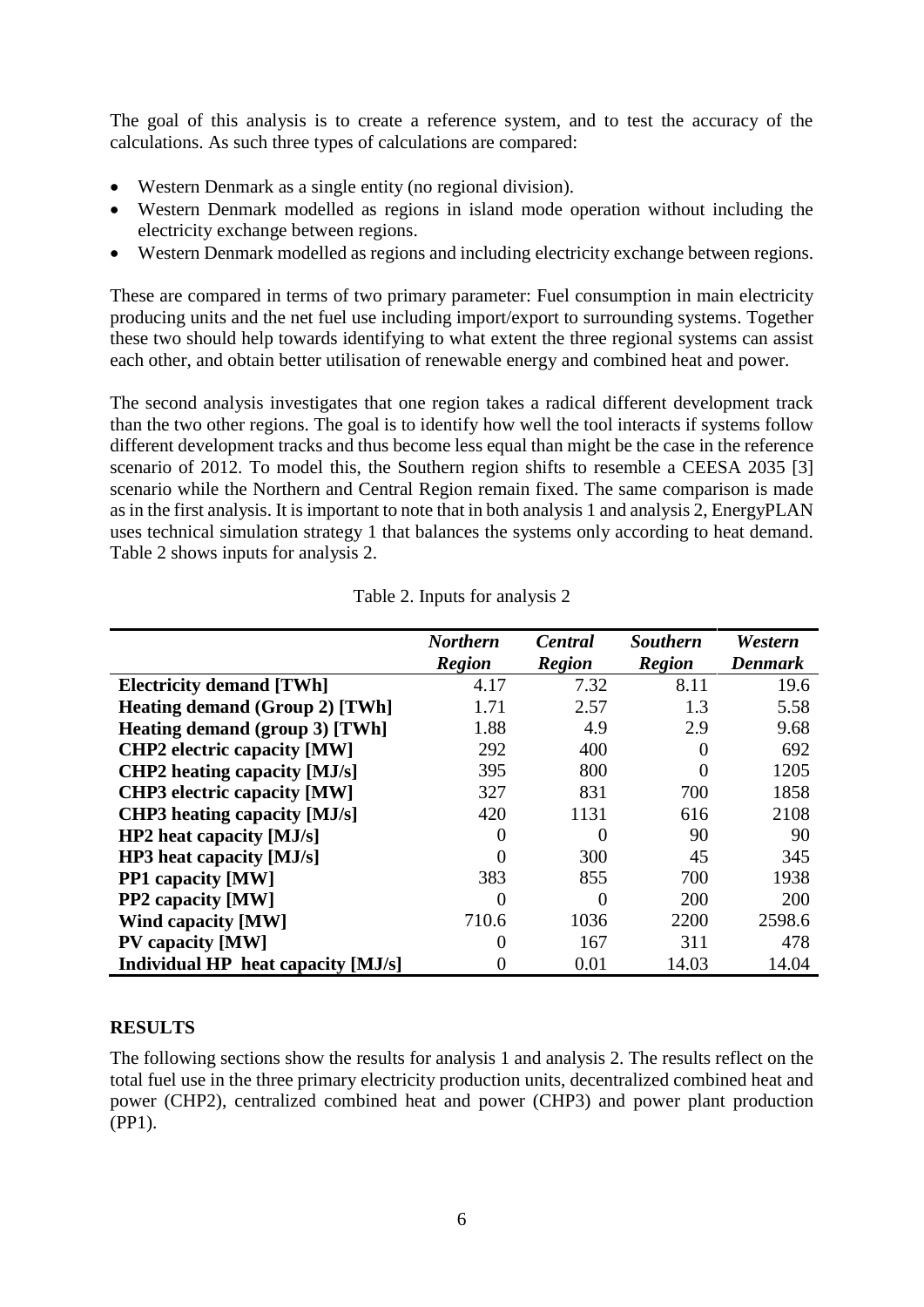The goal of this analysis is to create a reference system, and to test the accuracy of the calculations. As such three types of calculations are compared:

- Western Denmark as a single entity (no regional division).
- Western Denmark modelled as regions in island mode operation without including the electricity exchange between regions.
- Western Denmark modelled as regions and including electricity exchange between regions.

These are compared in terms of two primary parameter: Fuel consumption in main electricity producing units and the net fuel use including import/export to surrounding systems. Together these two should help towards identifying to what extent the three regional systems can assist each other, and obtain better utilisation of renewable energy and combined heat and power.

The second analysis investigates that one region takes a radical different development track than the two other regions. The goal is to identify how well the tool interacts if systems follow different development tracks and thus become less equal than might be the case in the reference scenario of 2012. To model this, the Southern region shifts to resemble a CEESA 2035 [3] scenario while the Northern and Central Region remain fixed. The same comparison is made as in the first analysis. It is important to note that in both analysis 1 and analysis 2, EnergyPLAN uses technical simulation strategy 1 that balances the systems only according to heat demand. Table 2 shows inputs for analysis 2.

Table 2. Inputs for analysis 2

| | *Northern Region* | *Central Region* | *Southern Region* | *Western Denmark* |
|---|---|---|---|---|
| **Electricity demand [TWh]** | 4.17 | 7.32 | 8.11 | 19.6 |
| **Heating demand (Group 2) [TWh]** | 1.71 | 2.57 | 1.3 | 5.58 |
| **Heating demand (group 3) [TWh]** | 1.88 | 4.9 | 2.9 | 9.68 |
| **CHP2 electric capacity [MW]** | 292 | 400 | 0 | 692 |
| **CHP2 heating capacity [MJ/s]** | 395 | 800 | 0 | 1205 |
| **CHP3 electric capacity [MW]** | 327 | 831 | 700 | 1858 |
| **CHP3 heating capacity [MJ/s]** | 420 | 1131 | 616 | 2108 |
| **HP2 heat capacity [MJ/s]** | 0 | 0 | 90 | 90 |
| **HP3 heat capacity [MJ/s]** | 0 | 300 | 45 | 345 |
| **PP1 capacity [MW]** | 383 | 855 | 700 | 1938 |
| **PP2 capacity [MW]** | 0 | 0 | 200 | 200 |
| **Wind capacity [MW]** | 710.6 | 1036 | 2200 | 2598.6 |
| **PV capacity [MW]** | 0 | 167 | 311 | 478 |
| **Individual HP heat capacity [MJ/s]** | 0 | 0.01 | 14.03 | 14.04 |

**RESULTS**

The following sections show the results for analysis 1 and analysis 2. The results reflect on the total fuel use in the three primary electricity production units, decentralized combined heat and power (CHP2), centralized combined heat and power (CHP3) and power plant production (PP1).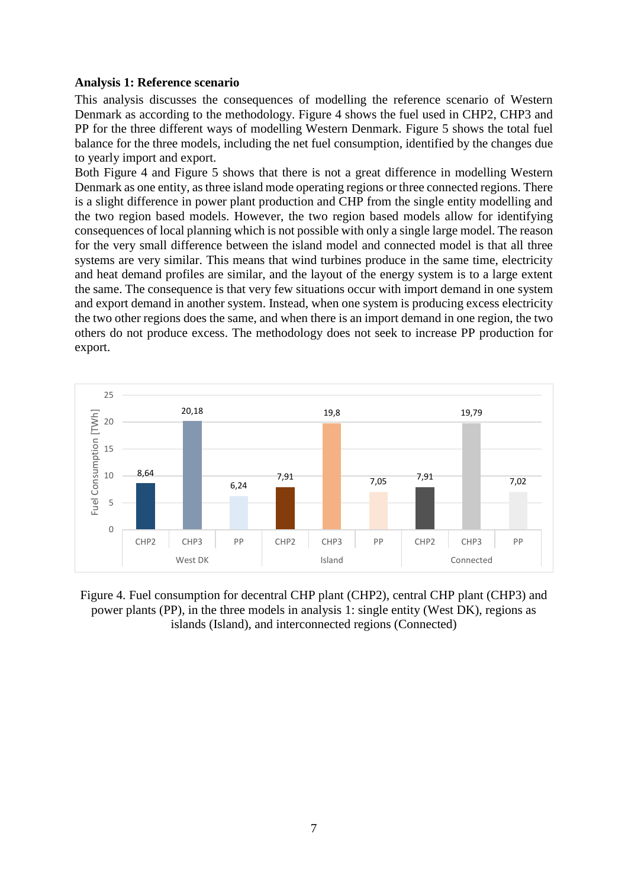**Analysis 1: Reference scenario**

This analysis discusses the consequences of modelling the reference scenario of Western Denmark as according to the methodology. Figure 4 shows the fuel used in CHP2, CHP3 and PP for the three different ways of modelling Western Denmark. Figure 5 shows the total fuel balance for the three models, including the net fuel consumption, identified by the changes due to yearly import and export.

Both Figure 4 and Figure 5 shows that there is not a great difference in modelling Western Denmark as one entity, as three island mode operating regions or three connected regions. There is a slight difference in power plant production and CHP from the single entity modelling and the two region based models. However, the two region based models allow for identifying consequences of local planning which is not possible with only a single large model. The reason for the very small difference between the island model and connected model is that all three systems are very similar. This means that wind turbines produce in the same time, electricity and heat demand profiles are similar, and the layout of the energy system is to a large extent the same. The consequence is that very few situations occur with import demand in one system and export demand in another system. Instead, when one system is producing excess electricity the two other regions does the same, and when there is an import demand in one region, the two others do not produce excess. The methodology does not seek to increase PP production for export.

| Model | CHP2 | CHP3 | PP |
|---|---|---|---|
| West DK | 8,64 | 20,18 | 6,24 |
| Island | 7,91 | 19,8 | 7,05 |
| Connected | 7,91 | 19,79 | 7,02 |

Fuel Consumption [TWh]

Figure 4. Fuel consumption for decentral CHP plant (CHP2), central CHP plant (CHP3) and power plants (PP), in the three models in analysis 1: single entity (West DK), regions as islands (Island), and interconnected regions (Connected)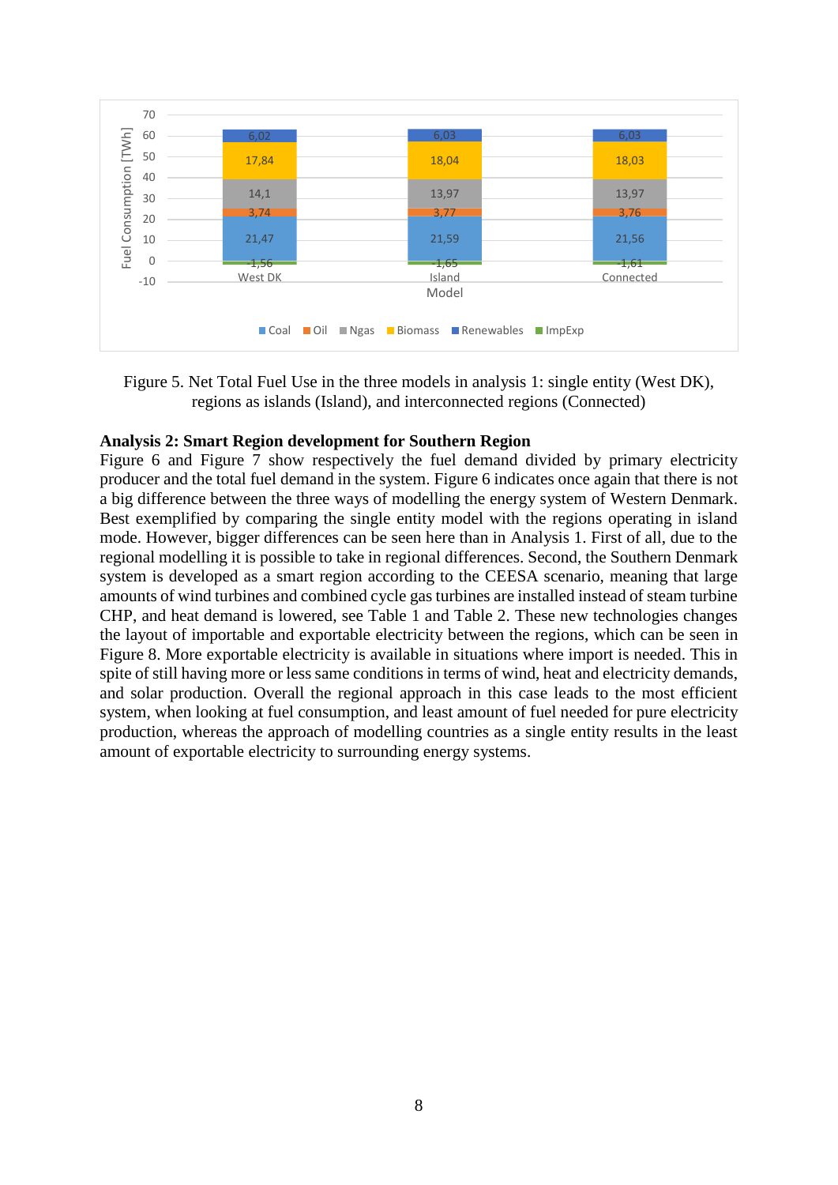Figure 5. Net Total Fuel Use in the three models in analysis 1: single entity (West DK), regions as islands (Island), and interconnected regions (Connected)

**Analysis 2: Smart Region development for Southern Region**

Figure 6 and Figure 7 show respectively the fuel demand divided by primary electricity producer and the total fuel demand in the system. Figure 6 indicates once again that there is not a big difference between the three ways of modelling the energy system of Western Denmark. Best exemplified by comparing the single entity model with the regions operating in island mode. However, bigger differences can be seen here than in Analysis 1. First of all, due to the regional modelling it is possible to take in regional differences. Second, the Southern Denmark system is developed as a smart region according to the CEESA scenario, meaning that large amounts of wind turbines and combined cycle gas turbines are installed instead of steam turbine CHP, and heat demand is lowered, see Table 1 and Table 2. These new technologies changes the layout of importable and exportable electricity between the regions, which can be seen in Figure 8. More exportable electricity is available in situations where import is needed. This in spite of still having more or less same conditions in terms of wind, heat and electricity demands, and solar production. Overall the regional approach in this case leads to the most efficient system, when looking at fuel consumption, and least amount of fuel needed for pure electricity production, whereas the approach of modelling countries as a single entity results in the least amount of exportable electricity to surrounding energy systems.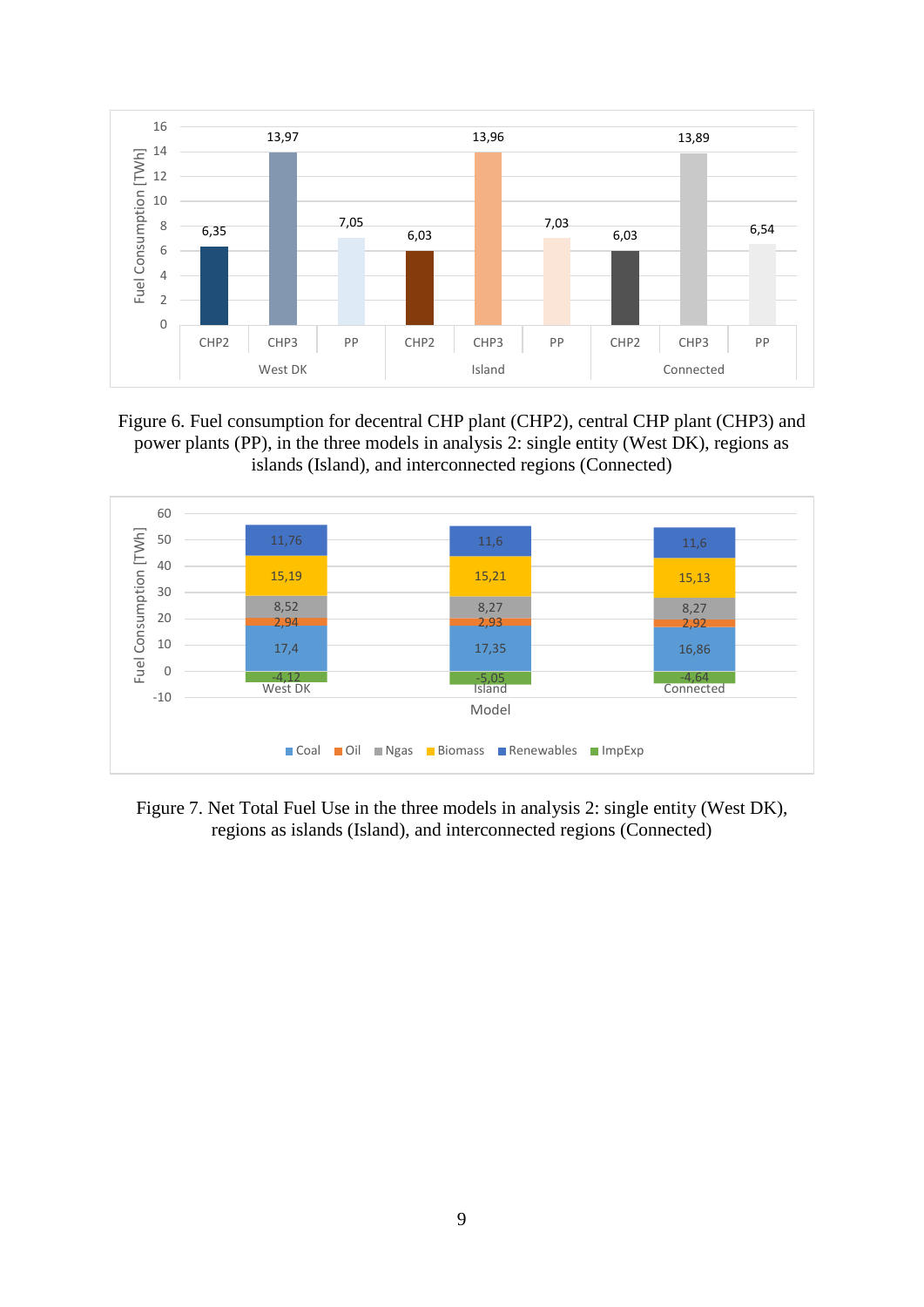Figure 6. Fuel consumption for decentral CHP plant (CHP2), central CHP plant (CHP3) and power plants (PP), in the three models in analysis 2: single entity (West DK), regions as islands (Island), and interconnected regions (Connected)

Figure 7. Net Total Fuel Use in the three models in analysis 2: single entity (West DK), regions as islands (Island), and interconnected regions (Connected)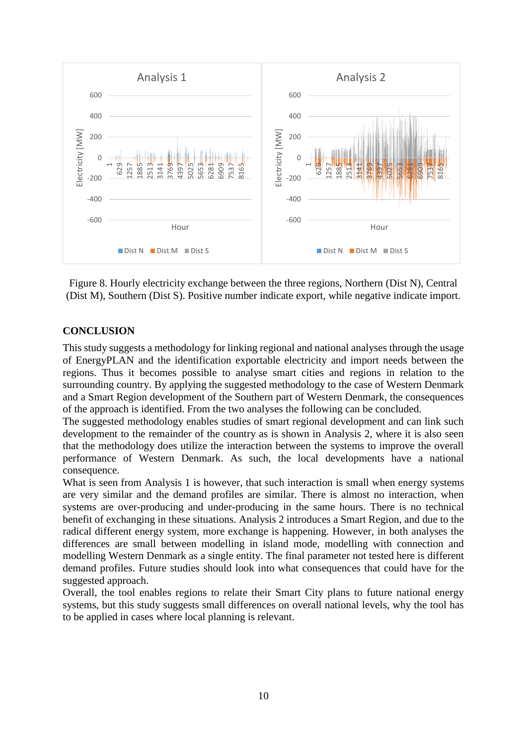Figure 8. Hourly electricity exchange between the three regions, Northern (Dist N), Central (Dist M), Southern (Dist S). Positive number indicate export, while negative indicate import.

## CONCLUSION

This study suggests a methodology for linking regional and national analyses through the usage of EnergyPLAN and the identification exportable electricity and import needs between the regions. Thus it becomes possible to analyse smart cities and regions in relation to the surrounding country. By applying the suggested methodology to the case of Western Denmark and a Smart Region development of the Southern part of Western Denmark, the consequences of the approach is identified. From the two analyses the following can be concluded.

The suggested methodology enables studies of smart regional development and can link such development to the remainder of the country as is shown in Analysis 2, where it is also seen that the methodology does utilize the interaction between the systems to improve the overall performance of Western Denmark. As such, the local developments have a national consequence.

What is seen from Analysis 1 is however, that such interaction is small when energy systems are very similar and the demand profiles are similar. There is almost no interaction, when systems are over-producing and under-producing in the same hours. There is no technical benefit of exchanging in these situations. Analysis 2 introduces a Smart Region, and due to the radical different energy system, more exchange is happening. However, in both analyses the differences are small between modelling in island mode, modelling with connection and modelling Western Denmark as a single entity. The final parameter not tested here is different demand profiles. Future studies should look into what consequences that could have for the suggested approach.

Overall, the tool enables regions to relate their Smart City plans to future national energy systems, but this study suggests small differences on overall national levels, why the tool has to be applied in cases where local planning is relevant.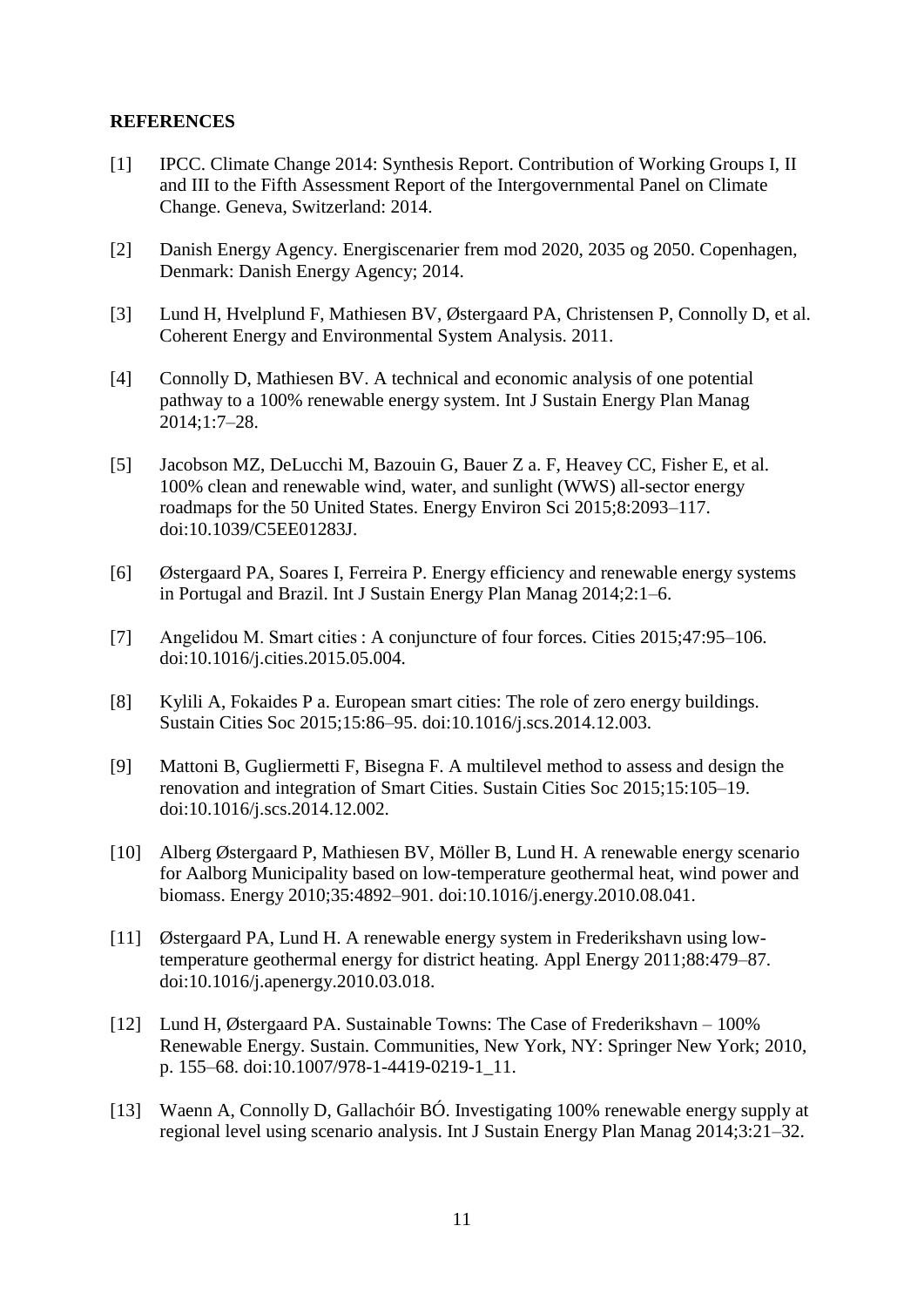**REFERENCES**

[1] IPCC. Climate Change 2014: Synthesis Report. Contribution of Working Groups I, II and III to the Fifth Assessment Report of the Intergovernmental Panel on Climate Change. Geneva, Switzerland: 2014.

[2] Danish Energy Agency. Energiscenarier frem mod 2020, 2035 og 2050. Copenhagen, Denmark: Danish Energy Agency; 2014.

[3] Lund H, Hvelplund F, Mathiesen BV, Østergaard PA, Christensen P, Connolly D, et al. Coherent Energy and Environmental System Analysis. 2011.

[4] Connolly D, Mathiesen BV. A technical and economic analysis of one potential pathway to a 100% renewable energy system. Int J Sustain Energy Plan Manag 2014;1:7–28.

[5] Jacobson MZ, DeLucchi M, Bazouin G, Bauer Z a. F, Heavey CC, Fisher E, et al. 100% clean and renewable wind, water, and sunlight (WWS) all-sector energy roadmaps for the 50 United States. Energy Environ Sci 2015;8:2093–117. doi:10.1039/C5EE01283J.

[6] Østergaard PA, Soares I, Ferreira P. Energy efficiency and renewable energy systems in Portugal and Brazil. Int J Sustain Energy Plan Manag 2014;2:1–6.

[7] Angelidou M. Smart cities : A conjuncture of four forces. Cities 2015;47:95–106. doi:10.1016/j.cities.2015.05.004.

[8] Kylili A, Fokaides P a. European smart cities: The role of zero energy buildings. Sustain Cities Soc 2015;15:86–95. doi:10.1016/j.scs.2014.12.003.

[9] Mattoni B, Gugliermetti F, Bisegna F. A multilevel method to assess and design the renovation and integration of Smart Cities. Sustain Cities Soc 2015;15:105–19. doi:10.1016/j.scs.2014.12.002.

[10] Alberg Østergaard P, Mathiesen BV, Möller B, Lund H. A renewable energy scenario for Aalborg Municipality based on low-temperature geothermal heat, wind power and biomass. Energy 2010;35:4892–901. doi:10.1016/j.energy.2010.08.041.

[11] Østergaard PA, Lund H. A renewable energy system in Frederikshavn using low-temperature geothermal energy for district heating. Appl Energy 2011;88:479–87. doi:10.1016/j.apenergy.2010.03.018.

[12] Lund H, Østergaard PA. Sustainable Towns: The Case of Frederikshavn – 100% Renewable Energy. Sustain. Communities, New York, NY: Springer New York; 2010, p. 155–68. doi:10.1007/978-1-4419-0219-1_11.

[13] Waenn A, Connolly D, Gallachóir BÓ. Investigating 100% renewable energy supply at regional level using scenario analysis. Int J Sustain Energy Plan Manag 2014;3:21–32.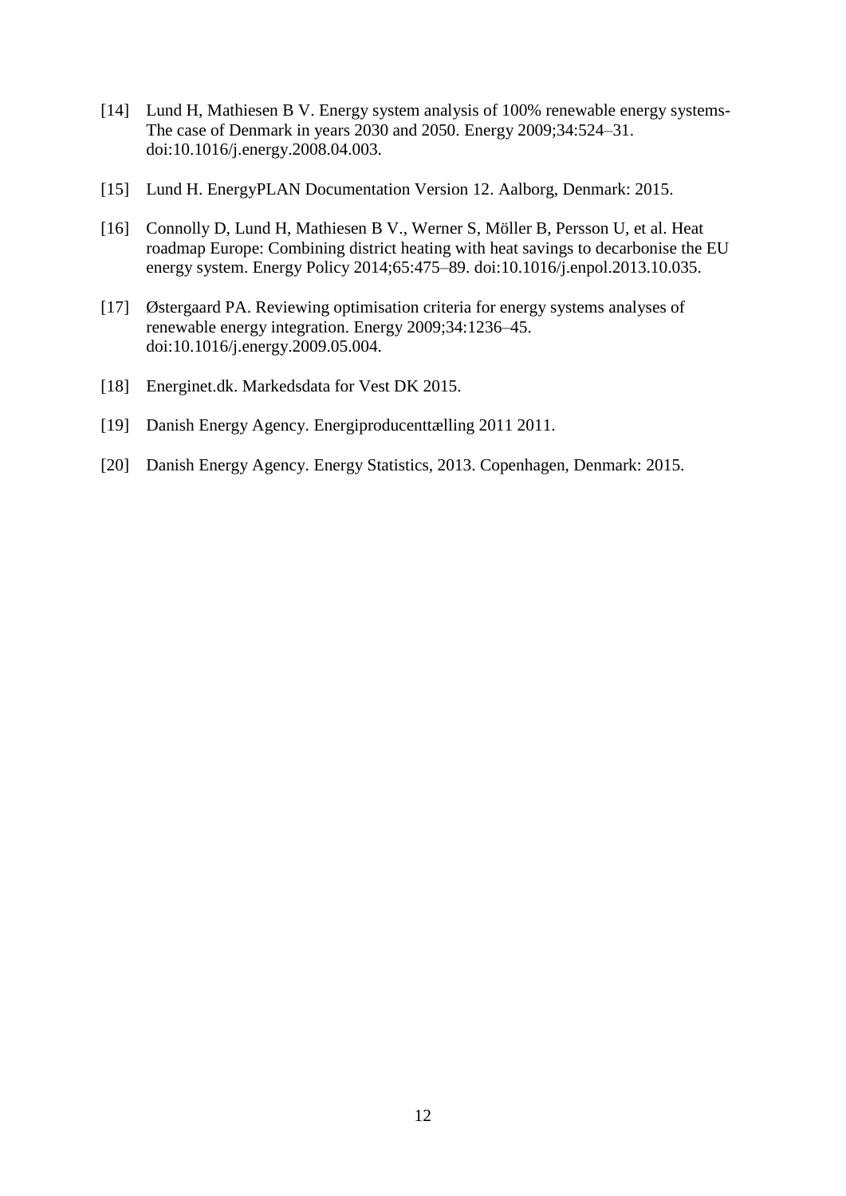[14] Lund H, Mathiesen B V. Energy system analysis of 100% renewable energy systems-The case of Denmark in years 2030 and 2050. Energy 2009;34:524–31. doi:10.1016/j.energy.2008.04.003.

[15] Lund H. EnergyPLAN Documentation Version 12. Aalborg, Denmark: 2015.

[16] Connolly D, Lund H, Mathiesen B V., Werner S, Möller B, Persson U, et al. Heat roadmap Europe: Combining district heating with heat savings to decarbonise the EU energy system. Energy Policy 2014;65:475–89. doi:10.1016/j.enpol.2013.10.035.

[17] Østergaard PA. Reviewing optimisation criteria for energy systems analyses of renewable energy integration. Energy 2009;34:1236–45. doi:10.1016/j.energy.2009.05.004.

[18] Energinet.dk. Markedsdata for Vest DK 2015.

[19] Danish Energy Agency. Energiproducenttælling 2011 2011.

[20] Danish Energy Agency. Energy Statistics, 2013. Copenhagen, Denmark: 2015.